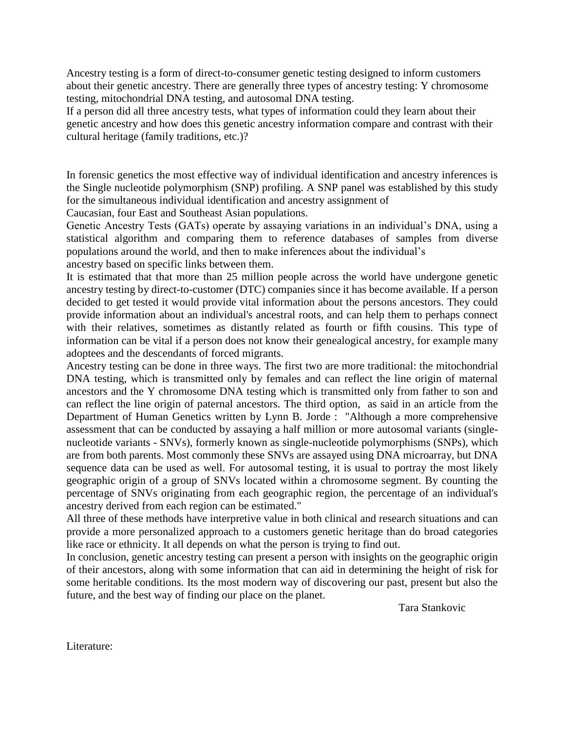Ancestry testing is a form of direct-to-consumer genetic testing designed to inform customers about their genetic ancestry. There are generally three types of ancestry testing: Y chromosome testing, mitochondrial DNA testing, and autosomal DNA testing.
If a person did all three ancestry tests, what types of information could they learn about their genetic ancestry and how does this genetic ancestry information compare and contrast with their cultural heritage (family traditions, etc.)?

In forensic genetics the most effective way of individual identification and ancestry inferences is the Single nucleotide polymorphism (SNP) profiling. A SNP panel was established by this study for the simultaneous individual identification and ancestry assignment of
Caucasian, four East and Southeast Asian populations.

Genetic Ancestry Tests (GATs) operate by assaying variations in an individual's DNA, using a statistical algorithm and comparing them to reference databases of samples from diverse populations around the world, and then to make inferences about the individual's
ancestry based on specific links between them.

It is estimated that that more than 25 million people across the world have undergone genetic ancestry testing by direct-to-customer (DTC) companies since it has become available. If a person decided to get tested it would provide vital information about the persons ancestors. They could provide information about an individual's ancestral roots, and can help them to perhaps connect with their relatives, sometimes as distantly related as fourth or fifth cousins. This type of information can be vital if a person does not know their genealogical ancestry, for example many adoptees and the descendants of forced migrants.

Ancestry testing can be done in three ways. The first two are more traditional: the mitochondrial DNA testing, which is transmitted only by females and can reflect the line origin of maternal ancestors and the Y chromosome DNA testing which is transmitted only from father to son and can reflect the line origin of paternal ancestors. The third option, as said in an article from the Department of Human Genetics written by Lynn B. Jorde : "Although a more comprehensive assessment that can be conducted by assaying a half million or more autosomal variants (single-nucleotide variants - SNVs), formerly known as single-nucleotide polymorphisms (SNPs), which are from both parents. Most commonly these SNVs are assayed using DNA microarray, but DNA sequence data can be used as well. For autosomal testing, it is usual to portray the most likely geographic origin of a group of SNVs located within a chromosome segment. By counting the percentage of SNVs originating from each geographic region, the percentage of an individual's ancestry derived from each region can be estimated."

All three of these methods have interpretive value in both clinical and research situations and can provide a more personalized approach to a customers genetic heritage than do broad categories like race or ethnicity. It all depends on what the person is trying to find out.

In conclusion, genetic ancestry testing can present a person with insights on the geographic origin of their ancestors, along with some information that can aid in determining the height of risk for some heritable conditions. Its the most modern way of discovering our past, present but also the future, and the best way of finding our place on the planet.

Tara Stankovic

Literature: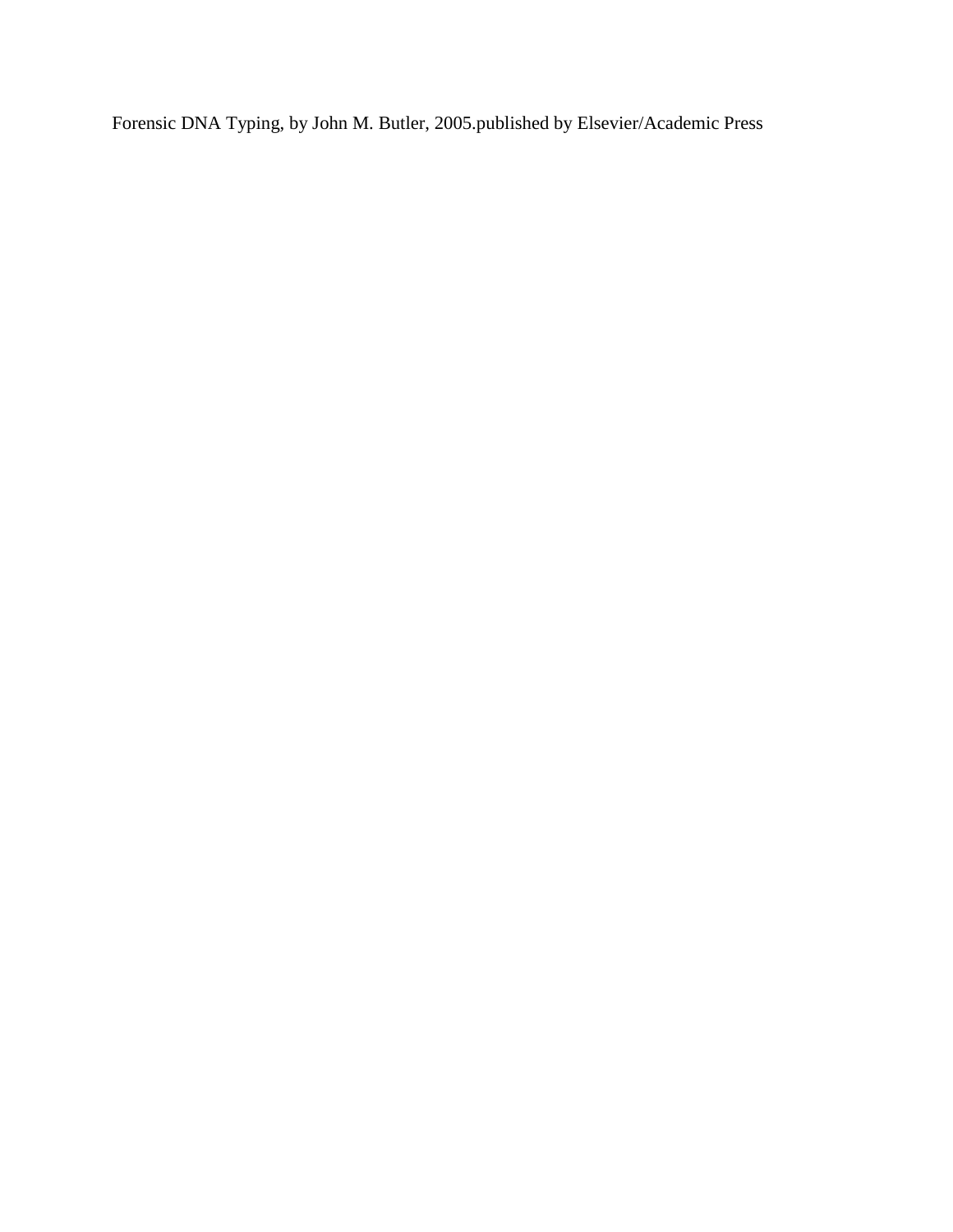Forensic DNA Typing, by John M. Butler, 2005.published by Elsevier/Academic Press